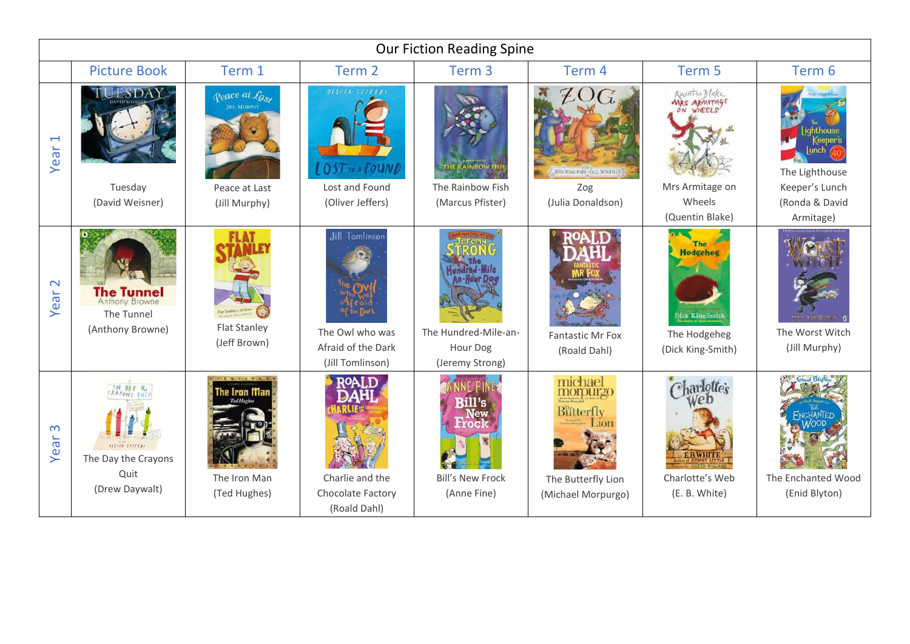# Our Fiction Reading Spine

| | Picture Book | Term 1 | Term 2 | Term 3 | Term 4 | Term 5 | Term 6 |
|---|---|---|---|---|---|---|---|
| Year 1 | Tuesday (David Weisner) | Peace at Last (Jill Murphy) | Lost and Found (Oliver Jeffers) | The Rainbow Fish (Marcus Pfister) | Zog (Julia Donaldson) | Mrs Armitage on Wheels (Quentin Blake) | The Lighthouse Keeper's Lunch (Ronda & David Armitage) |
| Year 2 | The Tunnel (Anthony Browne) | Flat Stanley (Jeff Brown) | The Owl who was Afraid of the Dark (Jill Tomlinson) | The Hundred-Mile-an-Hour Dog (Jeremy Strong) | Fantastic Mr Fox (Roald Dahl) | The Hodgeheg (Dick King-Smith) | The Worst Witch (Jill Murphy) |
| Year 3 | The Day the Crayons Quit (Drew Daywalt) | The Iron Man (Ted Hughes) | Charlie and the Chocolate Factory (Roald Dahl) | Bill's New Frock (Anne Fine) | The Butterfly Lion (Michael Morpurgo) | Charlotte's Web (E. B. White) | The Enchanted Wood (Enid Blyton) |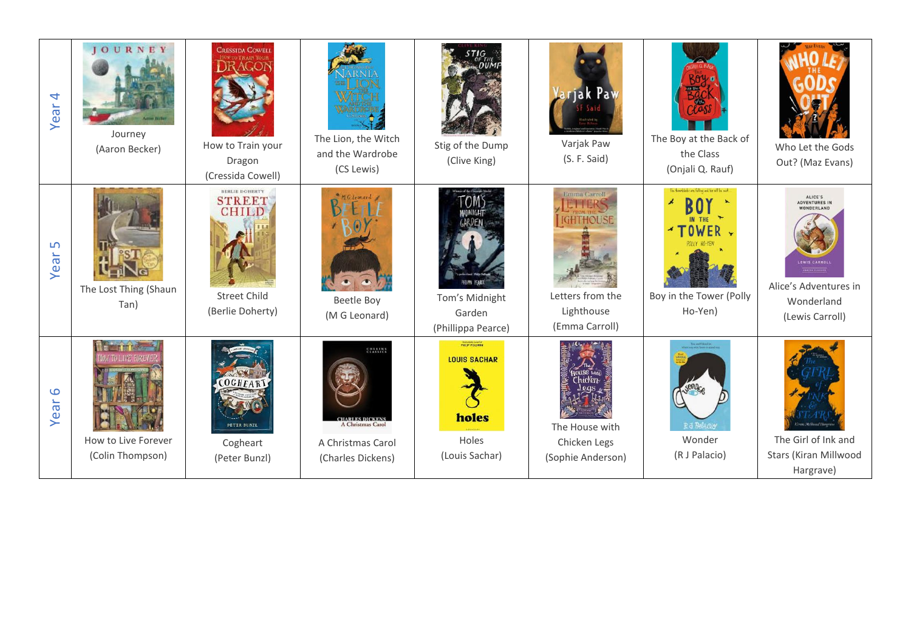| | | | | | | | |
|---|---|---|---|---|---|---|---|
| Year 4 | Journey (Aaron Becker) | How to Train your Dragon (Cressida Cowell) | The Lion, the Witch and the Wardrobe (CS Lewis) | Stig of the Dump (Clive King) | Varjak Paw (S. F. Said) | The Boy at the Back of the Class (Onjali Q. Rauf) | Who Let the Gods Out? (Maz Evans) |
| Year 5 | The Lost Thing (Shaun Tan) | Street Child (Berlie Doherty) | Beetle Boy (M G Leonard) | Tom's Midnight Garden (Phillippa Pearce) | Letters from the Lighthouse (Emma Carroll) | Boy in the Tower (Polly Ho-Yen) | Alice's Adventures in Wonderland (Lewis Carroll) |
| Year 6 | How to Live Forever (Colin Thompson) | Cogheart (Peter Bunzl) | A Christmas Carol (Charles Dickens) | Holes (Louis Sachar) | The House with Chicken Legs (Sophie Anderson) | Wonder (R J Palacio) | The Girl of Ink and Stars (Kiran Millwood Hargrave) |